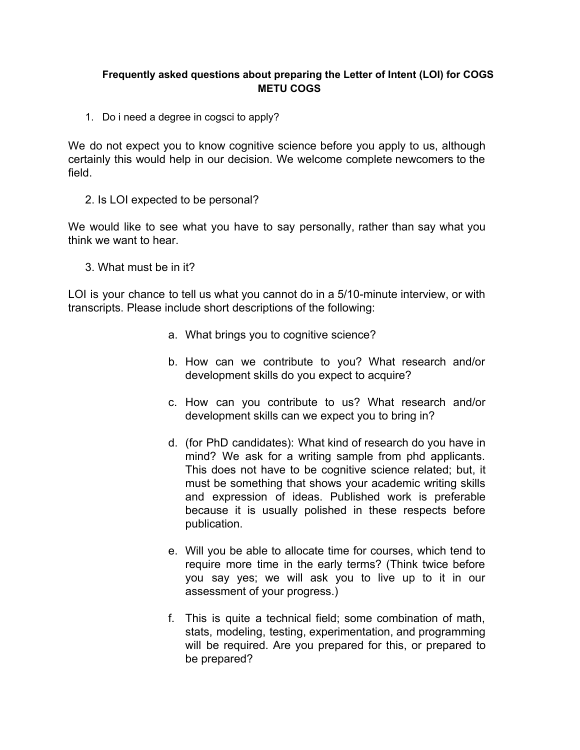**Frequently asked questions about preparing the Letter of Intent (LOI) for COGS METU COGS**

1. Do i need a degree in cogsci to apply?

We do not expect you to know cognitive science before you apply to us, although certainly this would help in our decision. We welcome complete newcomers to the field.

2. Is LOI expected to be personal?

We would like to see what you have to say personally, rather than say what you think we want to hear.

3. What must be in it?

LOI is your chance to tell us what you cannot do in a 5/10-minute interview, or with transcripts. Please include short descriptions of the following:

a. What brings you to cognitive science?

b. How can we contribute to you? What research and/or development skills do you expect to acquire?

c. How can you contribute to us? What research and/or development skills can we expect you to bring in?

d. (for PhD candidates): What kind of research do you have in mind? We ask for a writing sample from phd applicants. This does not have to be cognitive science related; but, it must be something that shows your academic writing skills and expression of ideas. Published work is preferable because it is usually polished in these respects before publication.

e. Will you be able to allocate time for courses, which tend to require more time in the early terms? (Think twice before you say yes; we will ask you to live up to it in our assessment of your progress.)

f. This is quite a technical field; some combination of math, stats, modeling, testing, experimentation, and programming will be required. Are you prepared for this, or prepared to be prepared?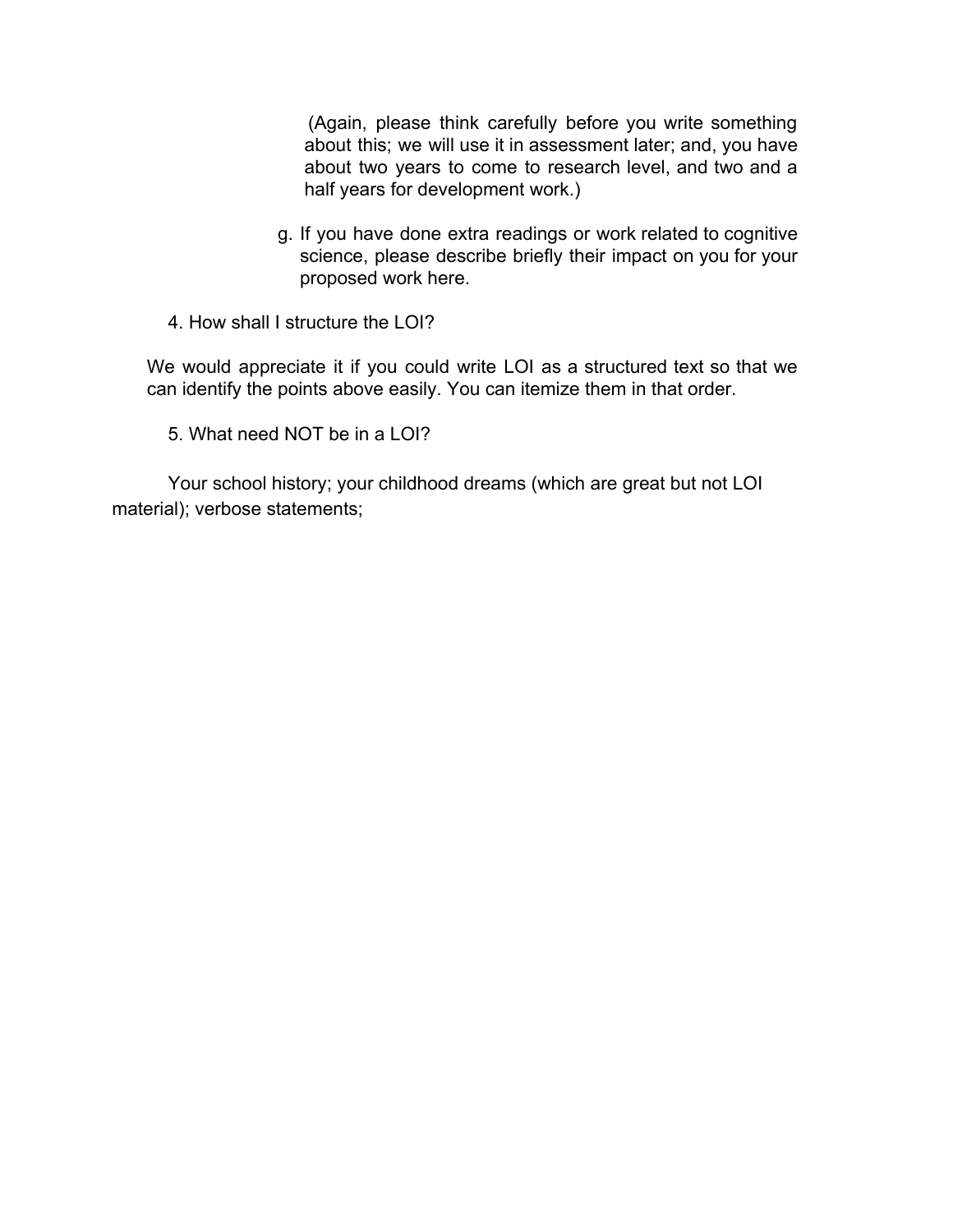(Again, please think carefully before you write something about this; we will use it in assessment later; and, you have about two years to come to research level, and two and a half years for development work.)

g. If you have done extra readings or work related to cognitive science, please describe briefly their impact on you for your proposed work here.

4. How shall I structure the LOI?

We would appreciate it if you could write LOI as a structured text so that we can identify the points above easily. You can itemize them in that order.

5. What need NOT be in a LOI?

Your school history; your childhood dreams (which are great but not LOI material); verbose statements;